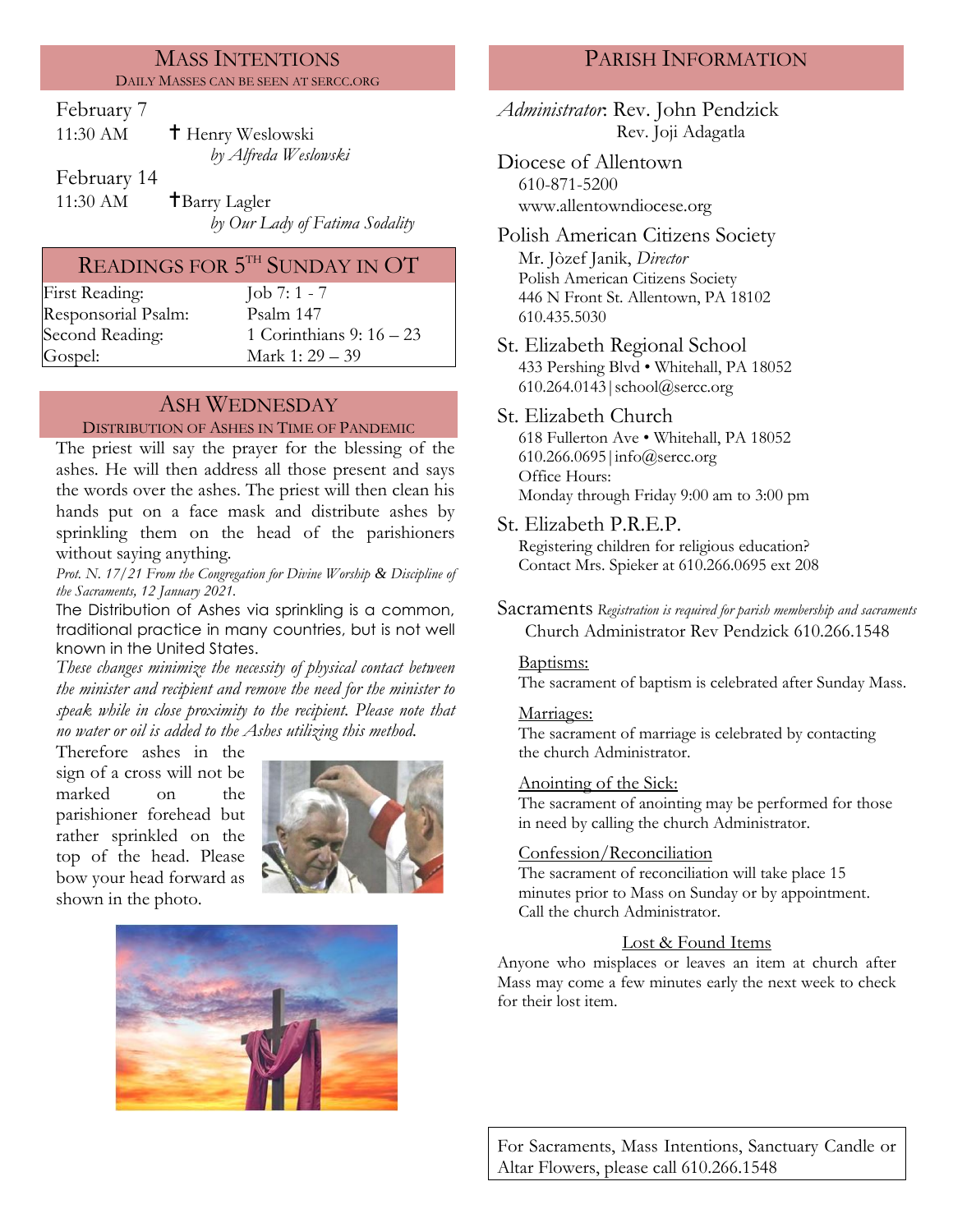## Mass Intentions

Daily Masses can be seen at SERCC.ORG

February 7

11:30 AM ✝ Henry Weslowski
*by Alfreda Weslowski*

February 14

11:30 AM ✝Barry Lagler
*by Our Lady of Fatima Sodality*

## Readings for 5th Sunday in OT

| | |
|---|---|
| First Reading: | Job 7: 1 - 7 |
| Responsorial Psalm: | Psalm 147 |
| Second Reading: | 1 Corinthians 9: 16 – 23 |
| Gospel: | Mark 1: 29 – 39 |

## Ash Wednesday

Distribution of Ashes in Time of Pandemic

The priest will say the prayer for the blessing of the ashes. He will then address all those present and says the words over the ashes. The priest will then clean his hands put on a face mask and distribute ashes by sprinkling them on the head of the parishioners without saying anything.

*Prot. N. 17/21 From the Congregation for Divine Worship & Discipline of the Sacraments, 12 January 2021.*

The Distribution of Ashes via sprinkling is a common, traditional practice in many countries, but is not well known in the United States.

*These changes minimize the necessity of physical contact between the minister and recipient and remove the need for the minister to speak while in close proximity to the recipient. Please note that no water or oil is added to the Ashes utilizing this method.*

Therefore ashes in the sign of a cross will not be marked on the parishioner forehead but rather sprinkled on the top of the head. Please bow your head forward as shown in the photo.

## Parish Information

*Administrator*: Rev. John Pendzick
Rev. Joji Adagatla

Diocese of Allentown
610-871-5200
www.allentowndiocese.org

Polish American Citizens Society
Mr. Jòzef Janik, *Director*
Polish American Citizens Society
446 N Front St. Allentown, PA 18102
610.435.5030

St. Elizabeth Regional School
433 Pershing Blvd • Whitehall, PA 18052
610.264.0143|school@sercc.org

St. Elizabeth Church
618 Fullerton Ave • Whitehall, PA 18052
610.266.0695|info@sercc.org
Office Hours:
Monday through Friday 9:00 am to 3:00 pm

St. Elizabeth P.R.E.P.
Registering children for religious education?
Contact Mrs. Spieker at 610.266.0695 ext 208

Sacraments *Registration is required for parish membership and sacraments*
Church Administrator Rev Pendzick 610.266.1548

Baptisms:
The sacrament of baptism is celebrated after Sunday Mass.

Marriages:
The sacrament of marriage is celebrated by contacting the church Administrator.

Anointing of the Sick:
The sacrament of anointing may be performed for those in need by calling the church Administrator.

Confession/Reconciliation
The sacrament of reconciliation will take place 15 minutes prior to Mass on Sunday or by appointment. Call the church Administrator.

Lost & Found Items

Anyone who misplaces or leaves an item at church after Mass may come a few minutes early the next week to check for their lost item.

For Sacraments, Mass Intentions, Sanctuary Candle or Altar Flowers, please call 610.266.1548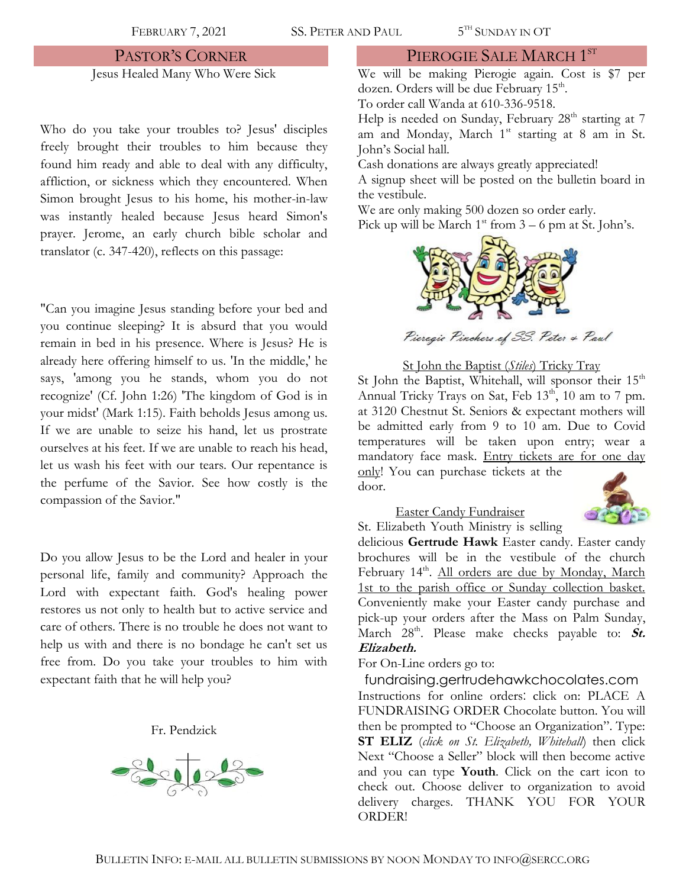## PASTOR'S CORNER

Jesus Healed Many Who Were Sick

Who do you take your troubles to? Jesus' disciples freely brought their troubles to him because they found him ready and able to deal with any difficulty, affliction, or sickness which they encountered. When Simon brought Jesus to his home, his mother-in-law was instantly healed because Jesus heard Simon's prayer. Jerome, an early church bible scholar and translator (c. 347-420), reflects on this passage:

"Can you imagine Jesus standing before your bed and you continue sleeping? It is absurd that you would remain in bed in his presence. Where is Jesus? He is already here offering himself to us. 'In the middle,' he says, 'among you he stands, whom you do not recognize' (Cf. John 1:26) 'The kingdom of God is in your midst' (Mark 1:15). Faith beholds Jesus among us. If we are unable to seize his hand, let us prostrate ourselves at his feet. If we are unable to reach his head, let us wash his feet with our tears. Our repentance is the perfume of the Savior. See how costly is the compassion of the Savior."

Do you allow Jesus to be the Lord and healer in your personal life, family and community? Approach the Lord with expectant faith. God's healing power restores us not only to health but to active service and care of others. There is no trouble he does not want to help us with and there is no bondage he can't set us free from. Do you take your troubles to him with expectant faith that he will help you?

Fr. Pendzick

## PIEROGIE SALE MARCH 1ST

We will be making Pierogie again. Cost is $7 per dozen. Orders will be due February 15th.
To order call Wanda at 610-336-9518.
Help is needed on Sunday, February 28th starting at 7 am and Monday, March 1st starting at 8 am in St. John's Social hall.
Cash donations are always greatly appreciated!
A signup sheet will be posted on the bulletin board in the vestibule.
We are only making 500 dozen so order early.
Pick up will be March 1st from 3 – 6 pm at St. John's.

*Pierogie Pinchers of SS. Peter & Paul*

### St John the Baptist (*Stiles*) Tricky Tray

St John the Baptist, Whitehall, will sponsor their 15th Annual Tricky Trays on Sat, Feb 13th, 10 am to 7 pm. at 3120 Chestnut St. Seniors & expectant mothers will be admitted early from 9 to 10 am. Due to Covid temperatures will be taken upon entry; wear a mandatory face mask. Entry tickets are for one day only! You can purchase tickets at the door.

### Easter Candy Fundraiser

St. Elizabeth Youth Ministry is selling delicious **Gertrude Hawk** Easter candy. Easter candy brochures will be in the vestibule of the church February 14th. All orders are due by Monday, March 1st to the parish office or Sunday collection basket. Conveniently make your Easter candy purchase and pick-up your orders after the Mass on Palm Sunday, March 28th. Please make checks payable to: ***St. Elizabeth.***

For On-Line orders go to:
fundraising.gertrudehawkchocolates.com
Instructions for online orders: click on: PLACE A FUNDRAISING ORDER Chocolate button. You will then be prompted to "Choose an Organization". Type: **ST ELIZ** (*click on St. Elizabeth, Whitehall*) then click Next "Choose a Seller" block will then become active and you can type **Youth**. Click on the cart icon to check out. Choose deliver to organization to avoid delivery charges. THANK YOU FOR YOUR ORDER!

BULLETIN INFO: E-MAIL ALL BULLETIN SUBMISSIONS BY NOON MONDAY TO INFO@SERCC.ORG